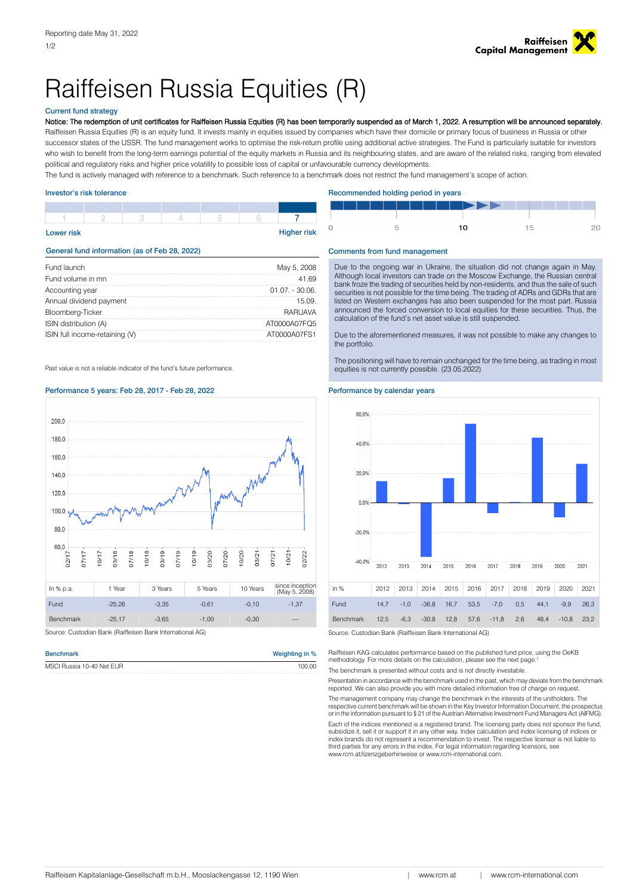Reporting date May 31, 2022

# Raiffeisen Russia Equities (R)

## Current fund strategy

Notice: The redemption of unit certificates for Raiffeisen Russia Equities (R) has been temporarily suspended as of March 1, 2022. A resumption will be announced separately.

Raiffeisen Russia Equities (R) is an equity fund. It invests mainly in equities issued by companies which have their domicile or primary focus of business in Russia or other successor states of the USSR. The fund management works to optimise the risk-return profile using additional active strategies. The Fund is particularly suitable for investors who wish to benefit from the long-term earnings potential of the equity markets in Russia and its neighbouring states, and are aware of the related risks, ranging from elevated political and regulatory risks and higher price volatility to possible loss of capital or unfavourable currency developments.

The fund is actively managed with reference to a benchmark. Such reference to a benchmark does not restrict the fund management's scope of action.

## Investor's risk tolerance

1 | 2 | 3 | 4 | 5 | 6 | **7**

Lower risk — Higher risk

## Recommended holding period in years

0 | 5 | **10** | 15 | 20

## General fund information (as of Feb 28, 2022)

| | |
|---|---|
| Fund launch | May 5, 2008 |
| Fund volume in mn | 41,69 |
| Accounting year | 01.07. - 30.06. |
| Annual dividend payment | 15.09. |
| Bloomberg-Ticker | RARUAVA |
| ISIN distribution (A) | AT0000A07FQ5 |
| ISIN full income-retaining (V) | AT0000A07FS1 |

Past value is not a reliable indicator of the fund's future performance.

## Comments from fund management

Due to the ongoing war in Ukraine, the situation did not change again in May. Although local investors can trade on the Moscow Exchange, the Russian central bank froze the trading of securities held by non-residents, and thus the sale of such securities is not possible for the time being. The trading of ADRs and GDRs that are listed on Western exchanges has also been suspended for the most part. Russia announced the forced conversion to local equities for these securities. Thus, the calculation of the fund's net asset value is still suspended.

Due to the aforementioned measures, it was not possible to make any changes to the portfolio.

The positioning will have to remain unchanged for the time being, as trading in most equities is not currently possible. (23.05.2022)

## Performance 5 years: Feb 28, 2017 - Feb 28, 2022

| In % p.a. | 1 Year | 3 Years | 5 Years | 10 Years | since inception (May 5, 2008) |
|---|---|---|---|---|---|
| Fund | -25,26 | -3,35 | -0,61 | -0,10 | -1,37 |
| Benchmark | -25,17 | -3,65 | -1,00 | -0,30 | — |

Source: Custodian Bank (Raiffeisen Bank International AG)

## Performance by calendar years

| in % | 2012 | 2013 | 2014 | 2015 | 2016 | 2017 | 2018 | 2019 | 2020 | 2021 |
|---|---|---|---|---|---|---|---|---|---|---|
| Fund | 14,7 | -1,0 | -36,8 | 16,7 | 53,5 | -7,0 | 0,5 | 44,1 | -9,9 | 26,3 |
| Benchmark | 12,5 | -6,3 | -30,8 | 12,8 | 57,6 | -11,8 | 2,6 | 48,4 | -10,8 | 23,2 |

Source: Custodian Bank (Raiffeisen Bank International AG)

| Benchmark | Weighting in % |
|---|---|
| MSCI Russia 10-40 Net EUR | 100,00 |

Raiffeisen KAG calculates performance based on the published fund price, using the OeKB methodology. For more details on the calculation, please see the next page.[1]

The benchmark is presented without costs and is not directly investable.

Presentation in accordance with the benchmark used in the past, which may deviate from the benchmark reported. We can also provide you with more detailed information free of charge on request.

The management company may change the benchmark in the interests of the unitholders. The respective current benchmark will be shown in the Key Investor Information Document, the prospectus or in the information pursuant to § 21 of the Austrian Alternative Investment Fund Managers Act (AIFMG).

Each of the indices mentioned is a registered brand. The licensing party does not sponsor the fund, subsidize it, sell it or support it in any other way. Index calculation and index licensing of indices or index brands do not represent a recommendation to invest. The respective licensor is not liable to third parties for any errors in the index. For legal information regarding licensors, see www.rcm.at/lizenzgeberhinweise or www.rcm-international.com.

Raiffeisen Kapitalanlage-Gesellschaft m.b.H., Mooslackengasse 12, 1190 Wien | www.rcm.at | www.rcm-international.com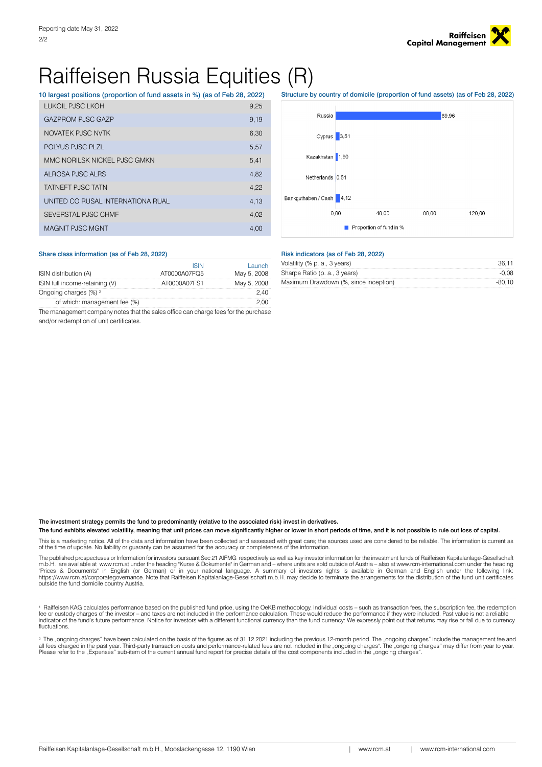# Raiffeisen Russia Equities (R)

### 10 largest positions (proportion of fund assets in %) (as of Feb 28, 2022)

| | |
|---|---|
| LUKOIL PJSC LKOH | 9,25 |
| GAZPROM PJSC GAZP | 9,19 |
| NOVATEK PJSC NVTK | 6,30 |
| POLYUS PJSC PLZL | 5,57 |
| MMC NORILSK NICKEL PJSC GMKN | 5,41 |
| ALROSA PJSC ALRS | 4,82 |
| TATNEFT PJSC TATN | 4,22 |
| UNITED CO RUSAL INTERNATIONA RUAL | 4,13 |
| SEVERSTAL PJSC CHMF | 4,02 |
| MAGNIT PJSC MGNT | 4,00 |

### Structure by country of domicile (proportion of fund assets) (as of Feb 28, 2022)

Russia 89,96
Cyprus 3,51
Kazakhstan 1,90
Netherlands 0,51
Bankguthaben / Cash 4,12
0,00 40,00 80,00 120,00
Proportion of fund in %

### Share class information (as of Feb 28, 2022)

| | ISIN | Launch |
|---|---|---|
| ISIN distribution (A) | AT0000A07FQ5 | May 5, 2008 |
| ISIN full income-retaining (V) | AT0000A07FS1 | May 5, 2008 |
| Ongoing charges (%) [2] | | 2,40 |
| of which: management fee (%) | | 2,00 |

The management company notes that the sales office can charge fees for the purchase and/or redemption of unit certificates.

### Risk indicators (as of Feb 28, 2022)

| | |
|---|---|
| Volatility (% p. a., 3 years) | 36,11 |
| Sharpe Ratio (p. a., 3 years) | -0,08 |
| Maximum Drawdown (%, since inception) | -80,10 |

**The investment strategy permits the fund to predominantly (relative to the associated risk) invest in derivatives.**

**The fund exhibits elevated volatility, meaning that unit prices can move significantly higher or lower in short periods of time, and it is not possible to rule out loss of capital.**

This is a marketing notice. All of the data and information have been collected and assessed with great care; the sources used are considered to be reliable. The information is current as of the time of update. No liability or guaranty can be assumed for the accuracy or completeness of the information.

The published prospectuses or Information for investors pursuant Sec 21 AIFMG respectively as well as key investor information for the investment funds of Raiffeisen Kapitalanlage-Gesellschaft m.b.H. are available at www.rcm.at under the heading "Kurse & Dokumente" in German and – where units are sold outside of Austria – also at www.rcm-international.com under the heading "Prices & Documents" in English (or German) or in your national language. A summary of investors rights is available in German and English under the following link: https://www.rcm.at/corporategovernance. Note that Raiffeisen Kapitalanlage-Gesellschaft m.b.H. may decide to terminate the arrangements for the distribution of the fund unit certificates outside the fund domicile country Austria.

[1] Raiffeisen KAG calculates performance based on the published fund price, using the OeKB methodology. Individual costs – such as transaction fees, the subscription fee, the redemption fee or custody charges of the investor – and taxes are not included in the performance calculation. These would reduce the performance if they were included. Past value is not a reliable indicator of the fund's future performance. Notice for investors with a different functional currency than the fund currency: We expressly point out that returns may rise or fall due to currency fluctuations.

[2] The „ongoing charges" have been calculated on the basis of the figures as of 31.12.2021 including the previous 12-month period. The „ongoing charges" include the management fee and all fees charged in the past year. Third-party transaction costs and performance-related fees are not included in the „ongoing charges". The „ongoing charges" may differ from year to year. Please refer to the „Expenses" sub-item of the current annual fund report for precise details of the cost components included in the „ongoing charges".

Raiffeisen Kapitalanlage-Gesellschaft m.b.H., Mooslackengasse 12, 1190 Wien | www.rcm.at | www.rcm-international.com